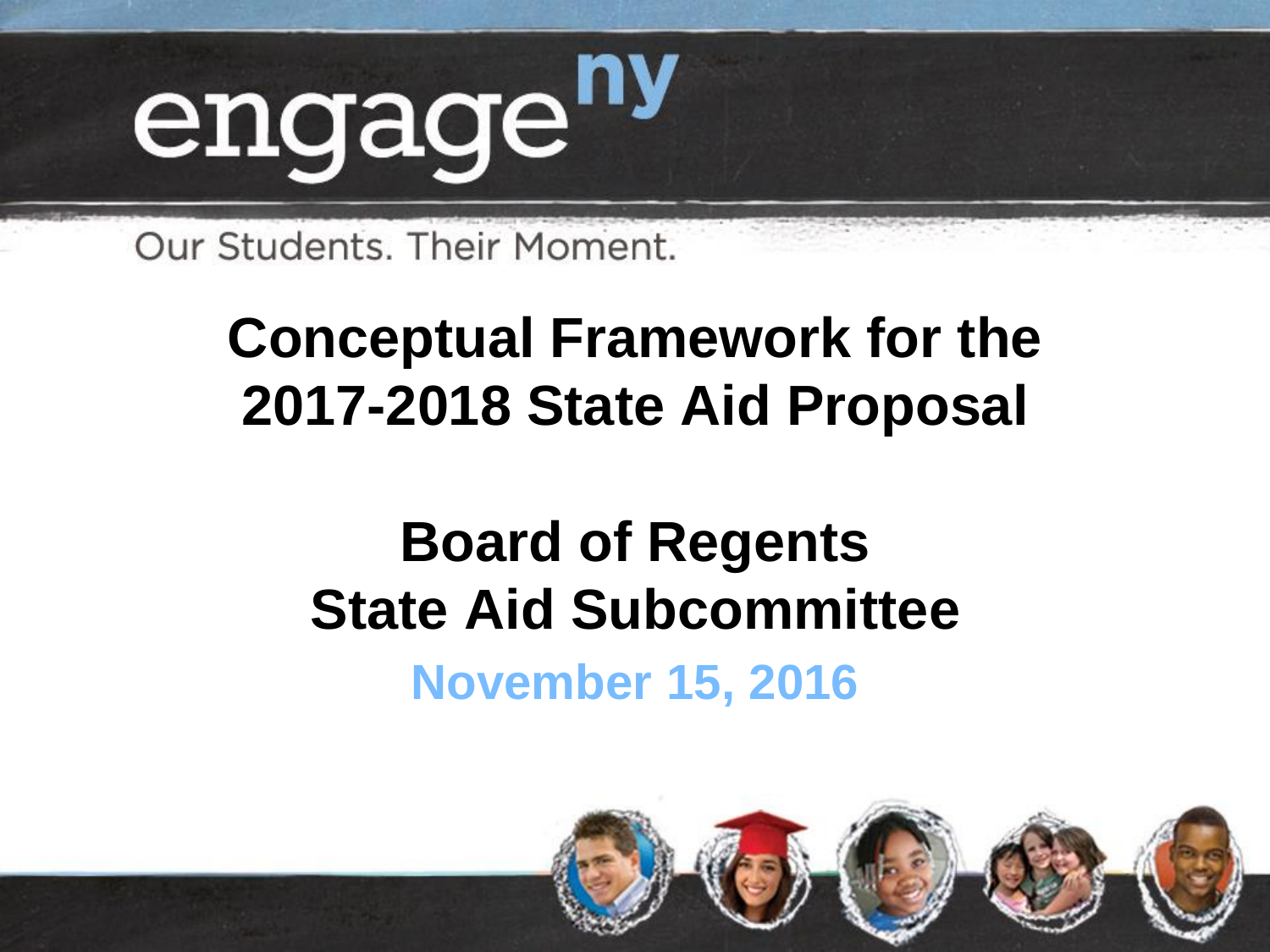engage^ny

Our Students. Their Moment.

# Conceptual Framework for the 2017-2018 State Aid Proposal

## Board of Regents
## State Aid Subcommittee

**November 15, 2016**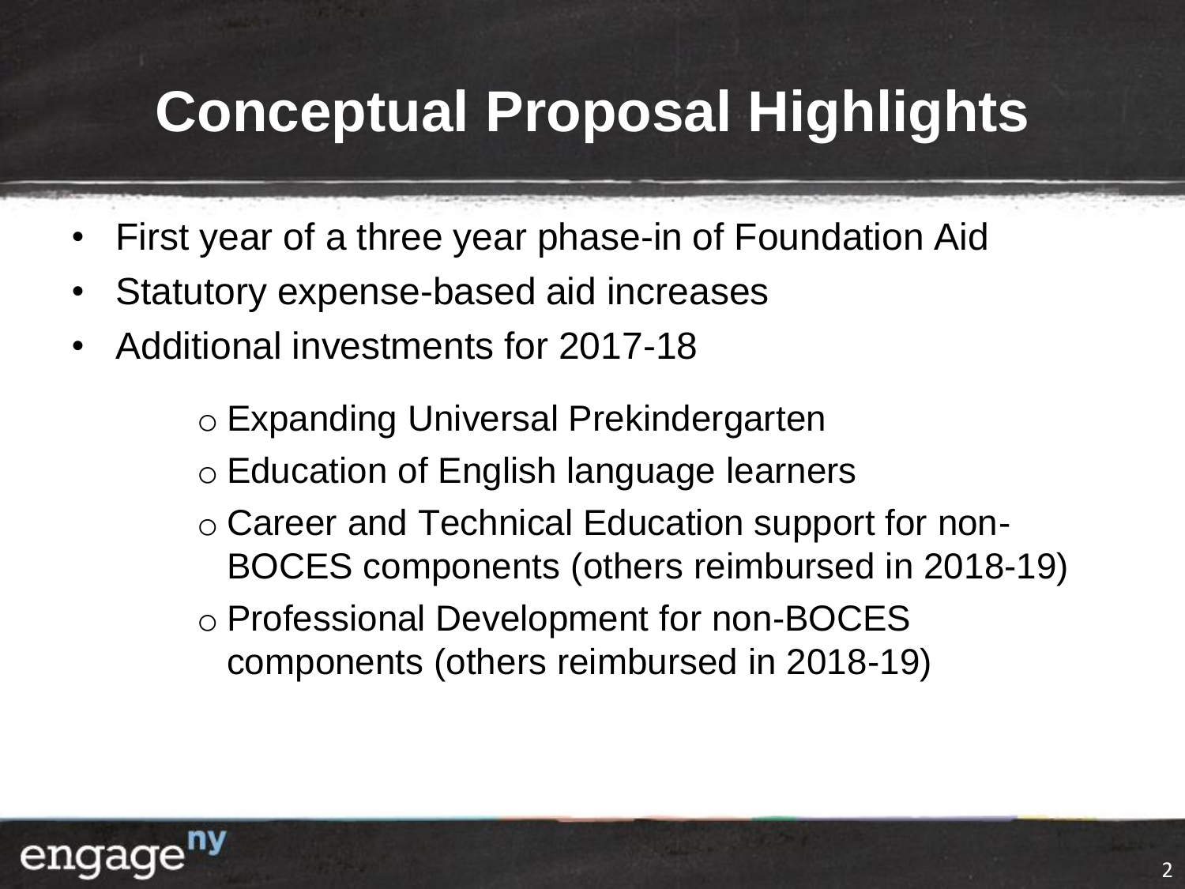# Conceptual Proposal Highlights

- First year of a three year phase-in of Foundation Aid
- Statutory expense-based aid increases
- Additional investments for 2017-18
  - Expanding Universal Prekindergarten
  - Education of English language learners
  - Career and Technical Education support for non-BOCES components (others reimbursed in 2018-19)
  - Professional Development for non-BOCES components (others reimbursed in 2018-19)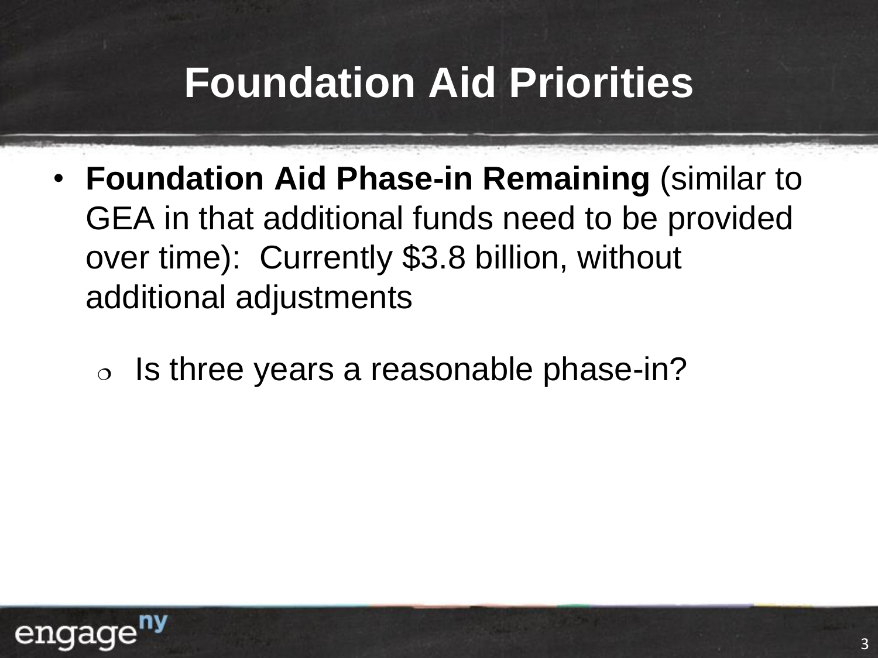# Foundation Aid Priorities

- **Foundation Aid Phase-in Remaining** (similar to GEA in that additional funds need to be provided over time): Currently $3.8 billion, without additional adjustments
  - Is three years a reasonable phase-in?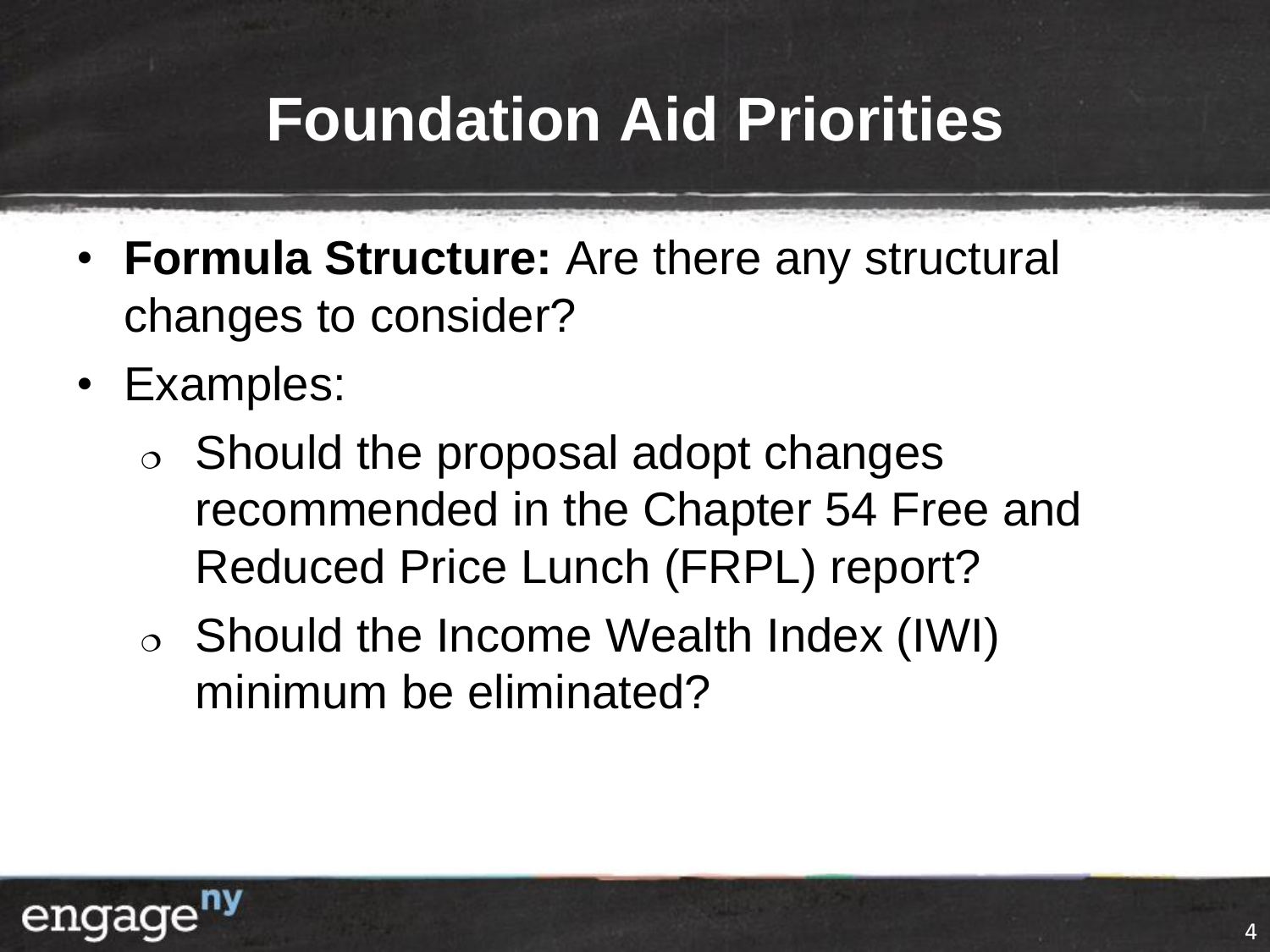# Foundation Aid Priorities

- **Formula Structure:** Are there any structural changes to consider?
- Examples:
  - Should the proposal adopt changes recommended in the Chapter 54 Free and Reduced Price Lunch (FRPL) report?
  - Should the Income Wealth Index (IWI) minimum be eliminated?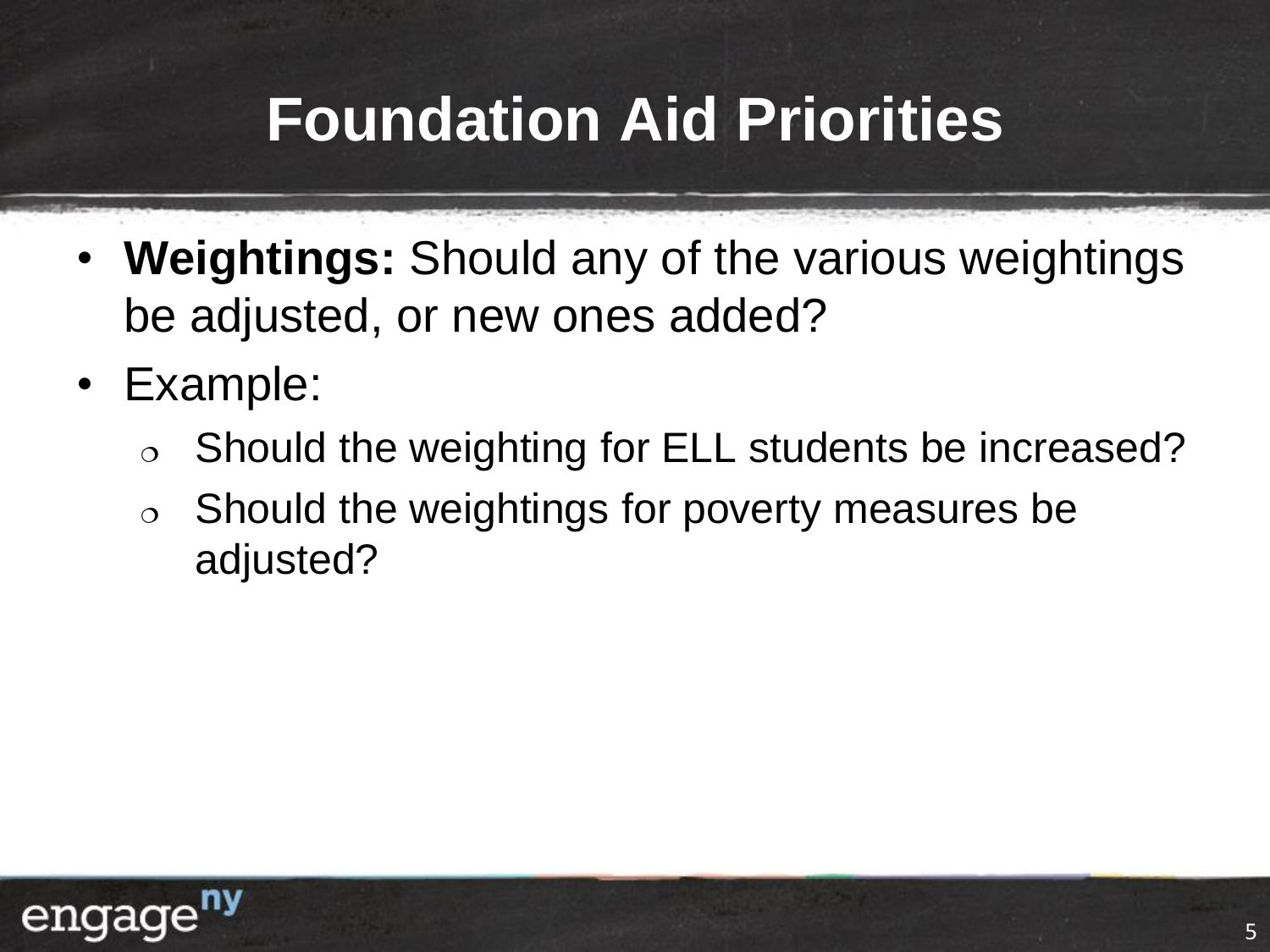# Foundation Aid Priorities

- **Weightings:** Should any of the various weightings be adjusted, or new ones added?
- Example:
  - Should the weighting for ELL students be increased?
  - Should the weightings for poverty measures be adjusted?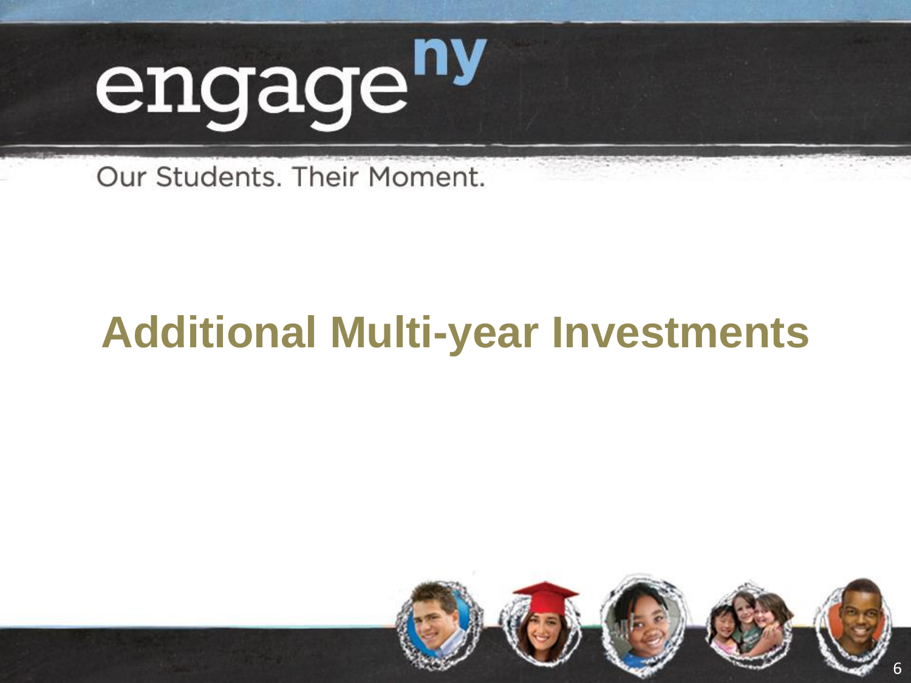engage^ny

Our Students. Their Moment.

# Additional Multi-year Investments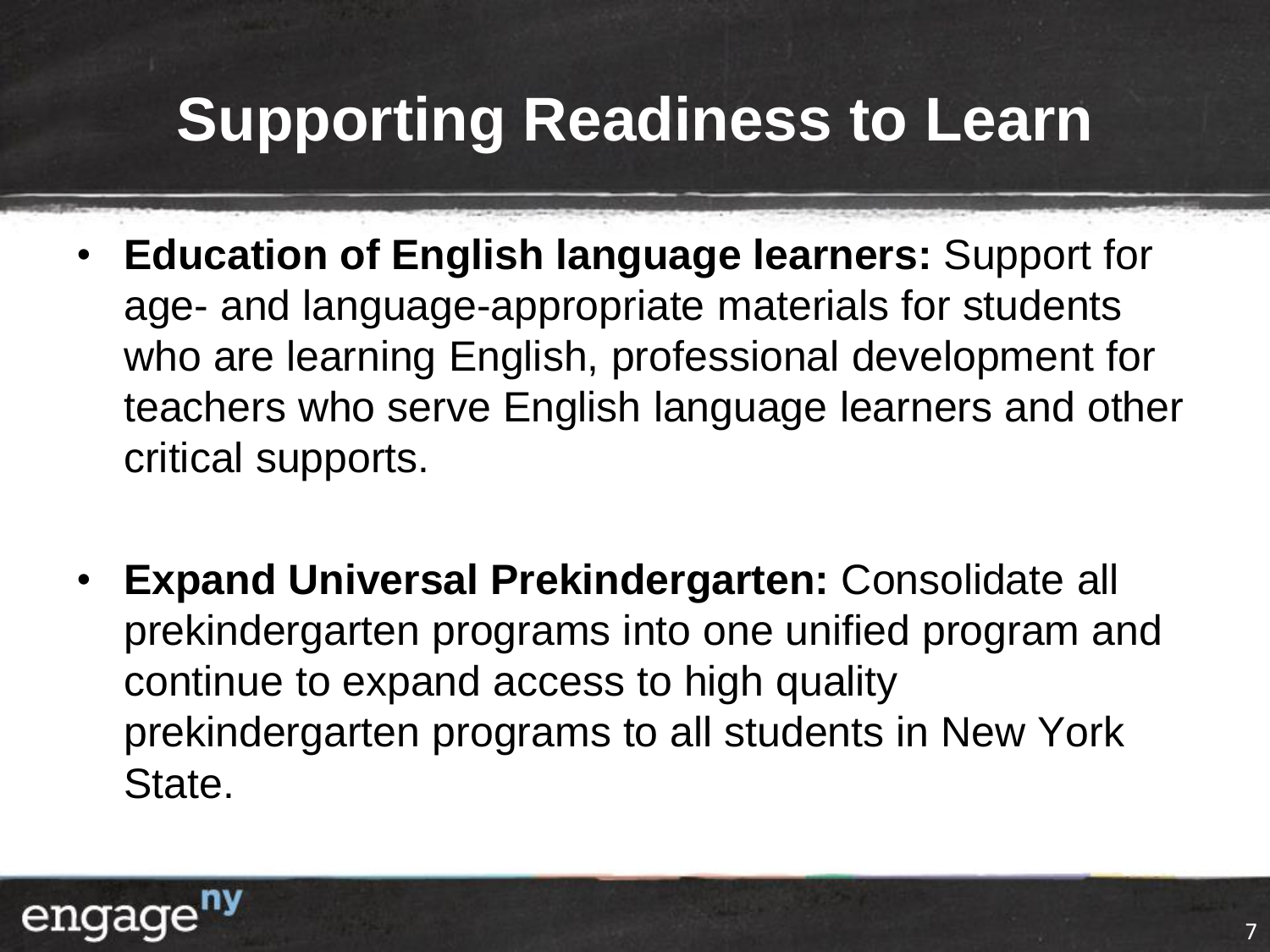# Supporting Readiness to Learn

- **Education of English language learners:** Support for age- and language-appropriate materials for students who are learning English, professional development for teachers who serve English language learners and other critical supports.

- **Expand Universal Prekindergarten:** Consolidate all prekindergarten programs into one unified program and continue to expand access to high quality prekindergarten programs to all students in New York State.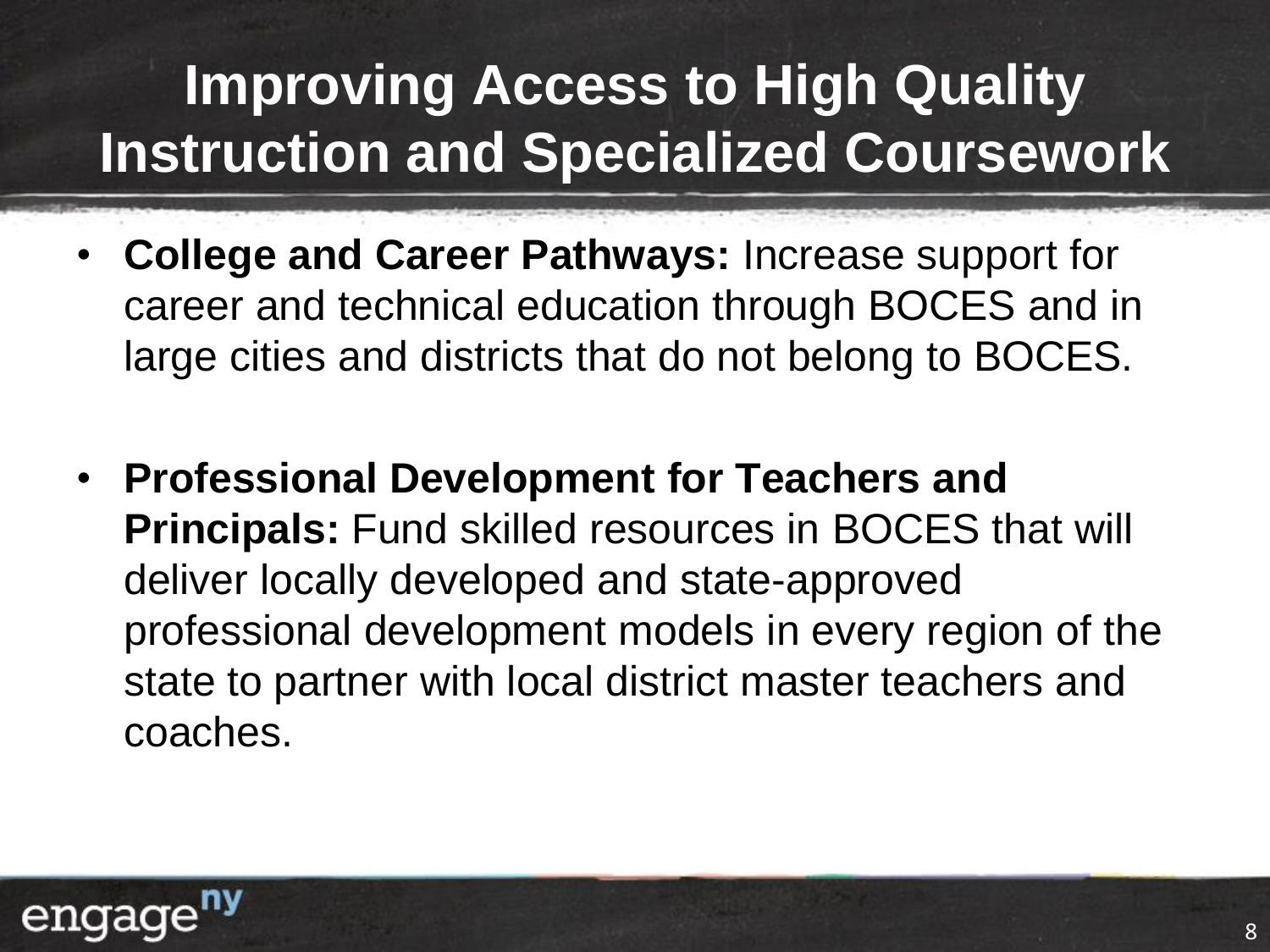# Improving Access to High Quality Instruction and Specialized Coursework

- **College and Career Pathways:** Increase support for career and technical education through BOCES and in large cities and districts that do not belong to BOCES.

- **Professional Development for Teachers and Principals:** Fund skilled resources in BOCES that will deliver locally developed and state-approved professional development models in every region of the state to partner with local district master teachers and coaches.